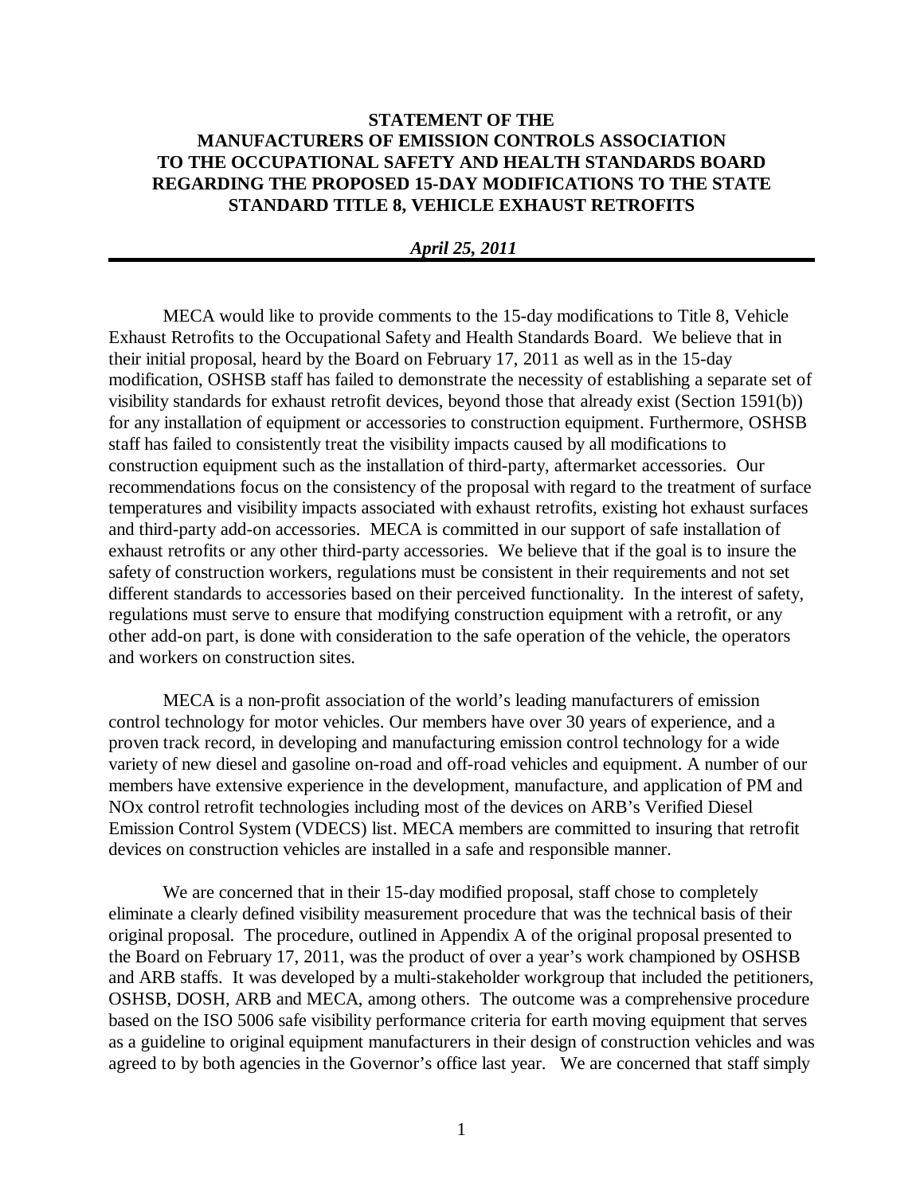# STATEMENT OF THE MANUFACTURERS OF EMISSION CONTROLS ASSOCIATION TO THE OCCUPATIONAL SAFETY AND HEALTH STANDARDS BOARD REGARDING THE PROPOSED 15-DAY MODIFICATIONS TO THE STATE STANDARD TITLE 8, VEHICLE EXHAUST RETROFITS

***April 25, 2011***

---

MECA would like to provide comments to the 15-day modifications to Title 8, Vehicle Exhaust Retrofits to the Occupational Safety and Health Standards Board. We believe that in their initial proposal, heard by the Board on February 17, 2011 as well as in the 15-day modification, OSHSB staff has failed to demonstrate the necessity of establishing a separate set of visibility standards for exhaust retrofit devices, beyond those that already exist (Section 1591(b)) for any installation of equipment or accessories to construction equipment. Furthermore, OSHSB staff has failed to consistently treat the visibility impacts caused by all modifications to construction equipment such as the installation of third-party, aftermarket accessories. Our recommendations focus on the consistency of the proposal with regard to the treatment of surface temperatures and visibility impacts associated with exhaust retrofits, existing hot exhaust surfaces and third-party add-on accessories. MECA is committed in our support of safe installation of exhaust retrofits or any other third-party accessories. We believe that if the goal is to insure the safety of construction workers, regulations must be consistent in their requirements and not set different standards to accessories based on their perceived functionality. In the interest of safety, regulations must serve to ensure that modifying construction equipment with a retrofit, or any other add-on part, is done with consideration to the safe operation of the vehicle, the operators and workers on construction sites.

MECA is a non-profit association of the world's leading manufacturers of emission control technology for motor vehicles. Our members have over 30 years of experience, and a proven track record, in developing and manufacturing emission control technology for a wide variety of new diesel and gasoline on-road and off-road vehicles and equipment. A number of our members have extensive experience in the development, manufacture, and application of PM and NOx control retrofit technologies including most of the devices on ARB's Verified Diesel Emission Control System (VDECS) list. MECA members are committed to insuring that retrofit devices on construction vehicles are installed in a safe and responsible manner.

We are concerned that in their 15-day modified proposal, staff chose to completely eliminate a clearly defined visibility measurement procedure that was the technical basis of their original proposal. The procedure, outlined in Appendix A of the original proposal presented to the Board on February 17, 2011, was the product of over a year's work championed by OSHSB and ARB staffs. It was developed by a multi-stakeholder workgroup that included the petitioners, OSHSB, DOSH, ARB and MECA, among others. The outcome was a comprehensive procedure based on the ISO 5006 safe visibility performance criteria for earth moving equipment that serves as a guideline to original equipment manufacturers in their design of construction vehicles and was agreed to by both agencies in the Governor's office last year. We are concerned that staff simply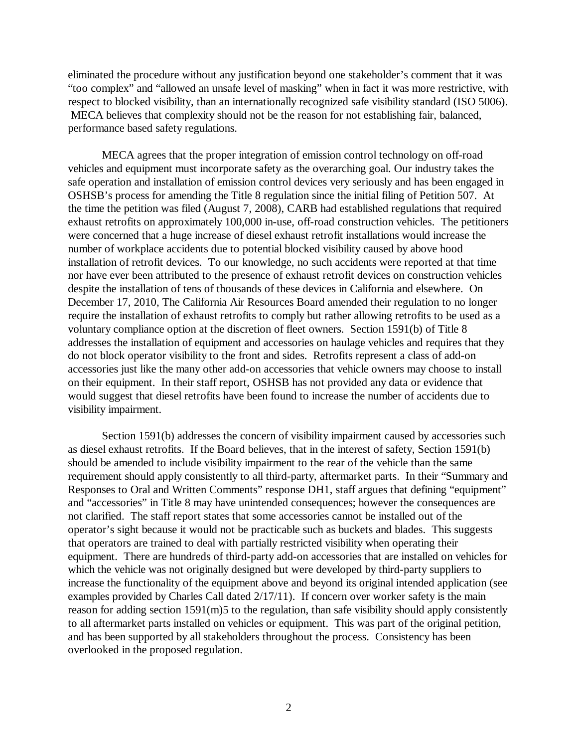eliminated the procedure without any justification beyond one stakeholder's comment that it was "too complex" and "allowed an unsafe level of masking" when in fact it was more restrictive, with respect to blocked visibility, than an internationally recognized safe visibility standard (ISO 5006). MECA believes that complexity should not be the reason for not establishing fair, balanced, performance based safety regulations.

MECA agrees that the proper integration of emission control technology on off-road vehicles and equipment must incorporate safety as the overarching goal. Our industry takes the safe operation and installation of emission control devices very seriously and has been engaged in OSHSB's process for amending the Title 8 regulation since the initial filing of Petition 507. At the time the petition was filed (August 7, 2008), CARB had established regulations that required exhaust retrofits on approximately 100,000 in-use, off-road construction vehicles. The petitioners were concerned that a huge increase of diesel exhaust retrofit installations would increase the number of workplace accidents due to potential blocked visibility caused by above hood installation of retrofit devices. To our knowledge, no such accidents were reported at that time nor have ever been attributed to the presence of exhaust retrofit devices on construction vehicles despite the installation of tens of thousands of these devices in California and elsewhere. On December 17, 2010, The California Air Resources Board amended their regulation to no longer require the installation of exhaust retrofits to comply but rather allowing retrofits to be used as a voluntary compliance option at the discretion of fleet owners. Section 1591(b) of Title 8 addresses the installation of equipment and accessories on haulage vehicles and requires that they do not block operator visibility to the front and sides. Retrofits represent a class of add-on accessories just like the many other add-on accessories that vehicle owners may choose to install on their equipment. In their staff report, OSHSB has not provided any data or evidence that would suggest that diesel retrofits have been found to increase the number of accidents due to visibility impairment.

Section 1591(b) addresses the concern of visibility impairment caused by accessories such as diesel exhaust retrofits. If the Board believes, that in the interest of safety, Section 1591(b) should be amended to include visibility impairment to the rear of the vehicle than the same requirement should apply consistently to all third-party, aftermarket parts. In their "Summary and Responses to Oral and Written Comments" response DH1, staff argues that defining "equipment" and "accessories" in Title 8 may have unintended consequences; however the consequences are not clarified. The staff report states that some accessories cannot be installed out of the operator's sight because it would not be practicable such as buckets and blades. This suggests that operators are trained to deal with partially restricted visibility when operating their equipment. There are hundreds of third-party add-on accessories that are installed on vehicles for which the vehicle was not originally designed but were developed by third-party suppliers to increase the functionality of the equipment above and beyond its original intended application (see examples provided by Charles Call dated 2/17/11). If concern over worker safety is the main reason for adding section 1591(m)5 to the regulation, than safe visibility should apply consistently to all aftermarket parts installed on vehicles or equipment. This was part of the original petition, and has been supported by all stakeholders throughout the process. Consistency has been overlooked in the proposed regulation.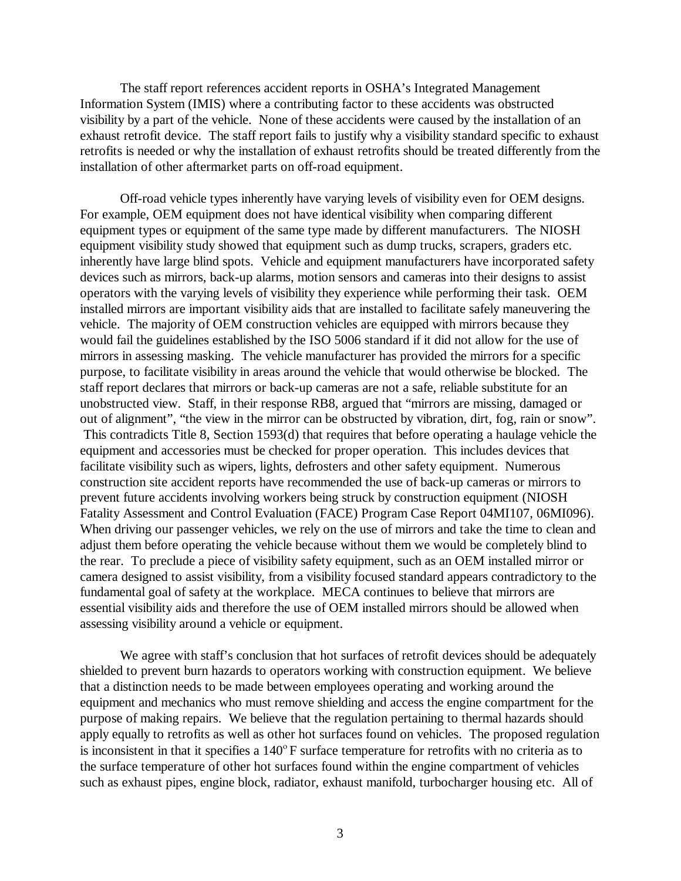The staff report references accident reports in OSHA's Integrated Management Information System (IMIS) where a contributing factor to these accidents was obstructed visibility by a part of the vehicle. None of these accidents were caused by the installation of an exhaust retrofit device. The staff report fails to justify why a visibility standard specific to exhaust retrofits is needed or why the installation of exhaust retrofits should be treated differently from the installation of other aftermarket parts on off-road equipment.

Off-road vehicle types inherently have varying levels of visibility even for OEM designs. For example, OEM equipment does not have identical visibility when comparing different equipment types or equipment of the same type made by different manufacturers. The NIOSH equipment visibility study showed that equipment such as dump trucks, scrapers, graders etc. inherently have large blind spots. Vehicle and equipment manufacturers have incorporated safety devices such as mirrors, back-up alarms, motion sensors and cameras into their designs to assist operators with the varying levels of visibility they experience while performing their task. OEM installed mirrors are important visibility aids that are installed to facilitate safely maneuvering the vehicle. The majority of OEM construction vehicles are equipped with mirrors because they would fail the guidelines established by the ISO 5006 standard if it did not allow for the use of mirrors in assessing masking. The vehicle manufacturer has provided the mirrors for a specific purpose, to facilitate visibility in areas around the vehicle that would otherwise be blocked. The staff report declares that mirrors or back-up cameras are not a safe, reliable substitute for an unobstructed view. Staff, in their response RB8, argued that "mirrors are missing, damaged or out of alignment", "the view in the mirror can be obstructed by vibration, dirt, fog, rain or snow". This contradicts Title 8, Section 1593(d) that requires that before operating a haulage vehicle the equipment and accessories must be checked for proper operation. This includes devices that facilitate visibility such as wipers, lights, defrosters and other safety equipment. Numerous construction site accident reports have recommended the use of back-up cameras or mirrors to prevent future accidents involving workers being struck by construction equipment (NIOSH Fatality Assessment and Control Evaluation (FACE) Program Case Report 04MI107, 06MI096). When driving our passenger vehicles, we rely on the use of mirrors and take the time to clean and adjust them before operating the vehicle because without them we would be completely blind to the rear. To preclude a piece of visibility safety equipment, such as an OEM installed mirror or camera designed to assist visibility, from a visibility focused standard appears contradictory to the fundamental goal of safety at the workplace. MECA continues to believe that mirrors are essential visibility aids and therefore the use of OEM installed mirrors should be allowed when assessing visibility around a vehicle or equipment.

We agree with staff's conclusion that hot surfaces of retrofit devices should be adequately shielded to prevent burn hazards to operators working with construction equipment. We believe that a distinction needs to be made between employees operating and working around the equipment and mechanics who must remove shielding and access the engine compartment for the purpose of making repairs. We believe that the regulation pertaining to thermal hazards should apply equally to retrofits as well as other hot surfaces found on vehicles. The proposed regulation is inconsistent in that it specifies a 140$^{\circ}$F surface temperature for retrofits with no criteria as to the surface temperature of other hot surfaces found within the engine compartment of vehicles such as exhaust pipes, engine block, radiator, exhaust manifold, turbocharger housing etc. All of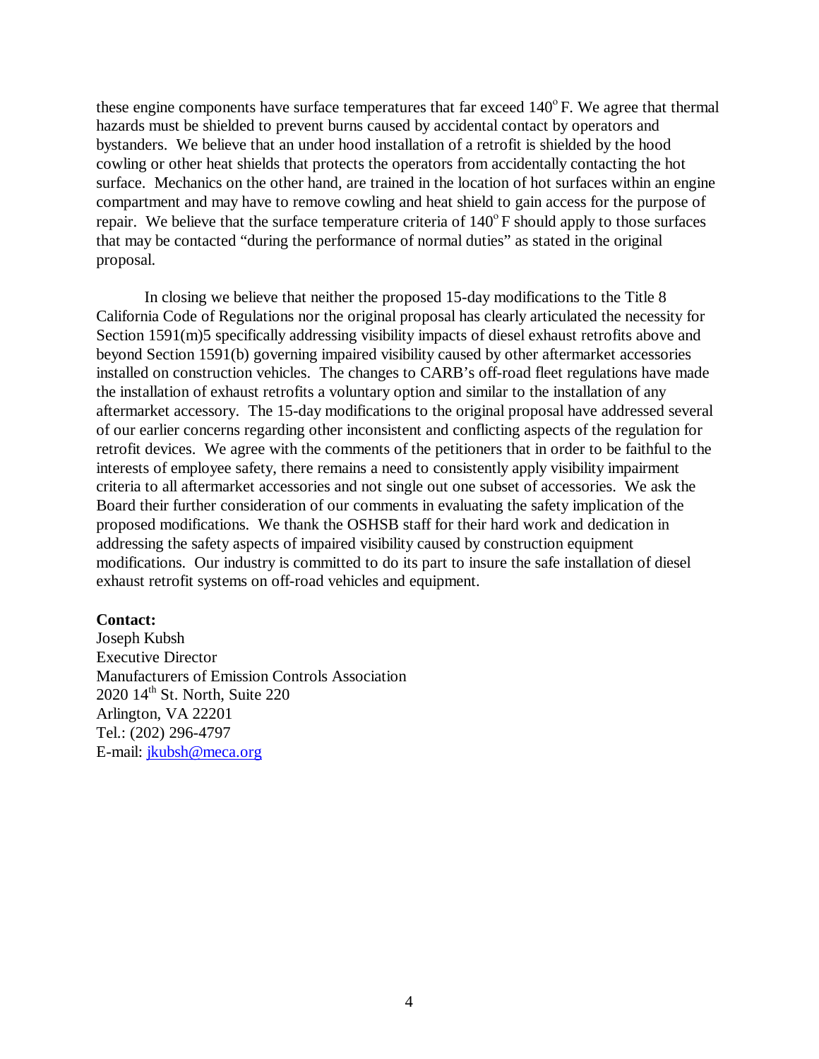these engine components have surface temperatures that far exceed 140° F. We agree that thermal hazards must be shielded to prevent burns caused by accidental contact by operators and bystanders. We believe that an under hood installation of a retrofit is shielded by the hood cowling or other heat shields that protects the operators from accidentally contacting the hot surface. Mechanics on the other hand, are trained in the location of hot surfaces within an engine compartment and may have to remove cowling and heat shield to gain access for the purpose of repair. We believe that the surface temperature criteria of 140° F should apply to those surfaces that may be contacted "during the performance of normal duties" as stated in the original proposal.

In closing we believe that neither the proposed 15-day modifications to the Title 8 California Code of Regulations nor the original proposal has clearly articulated the necessity for Section 1591(m)5 specifically addressing visibility impacts of diesel exhaust retrofits above and beyond Section 1591(b) governing impaired visibility caused by other aftermarket accessories installed on construction vehicles. The changes to CARB's off-road fleet regulations have made the installation of exhaust retrofits a voluntary option and similar to the installation of any aftermarket accessory. The 15-day modifications to the original proposal have addressed several of our earlier concerns regarding other inconsistent and conflicting aspects of the regulation for retrofit devices. We agree with the comments of the petitioners that in order to be faithful to the interests of employee safety, there remains a need to consistently apply visibility impairment criteria to all aftermarket accessories and not single out one subset of accessories. We ask the Board their further consideration of our comments in evaluating the safety implication of the proposed modifications. We thank the OSHSB staff for their hard work and dedication in addressing the safety aspects of impaired visibility caused by construction equipment modifications. Our industry is committed to do its part to insure the safe installation of diesel exhaust retrofit systems on off-road vehicles and equipment.

**Contact:**
Joseph Kubsh
Executive Director
Manufacturers of Emission Controls Association
2020 14th St. North, Suite 220
Arlington, VA 22201
Tel.: (202) 296-4797
E-mail: jkubsh@meca.org